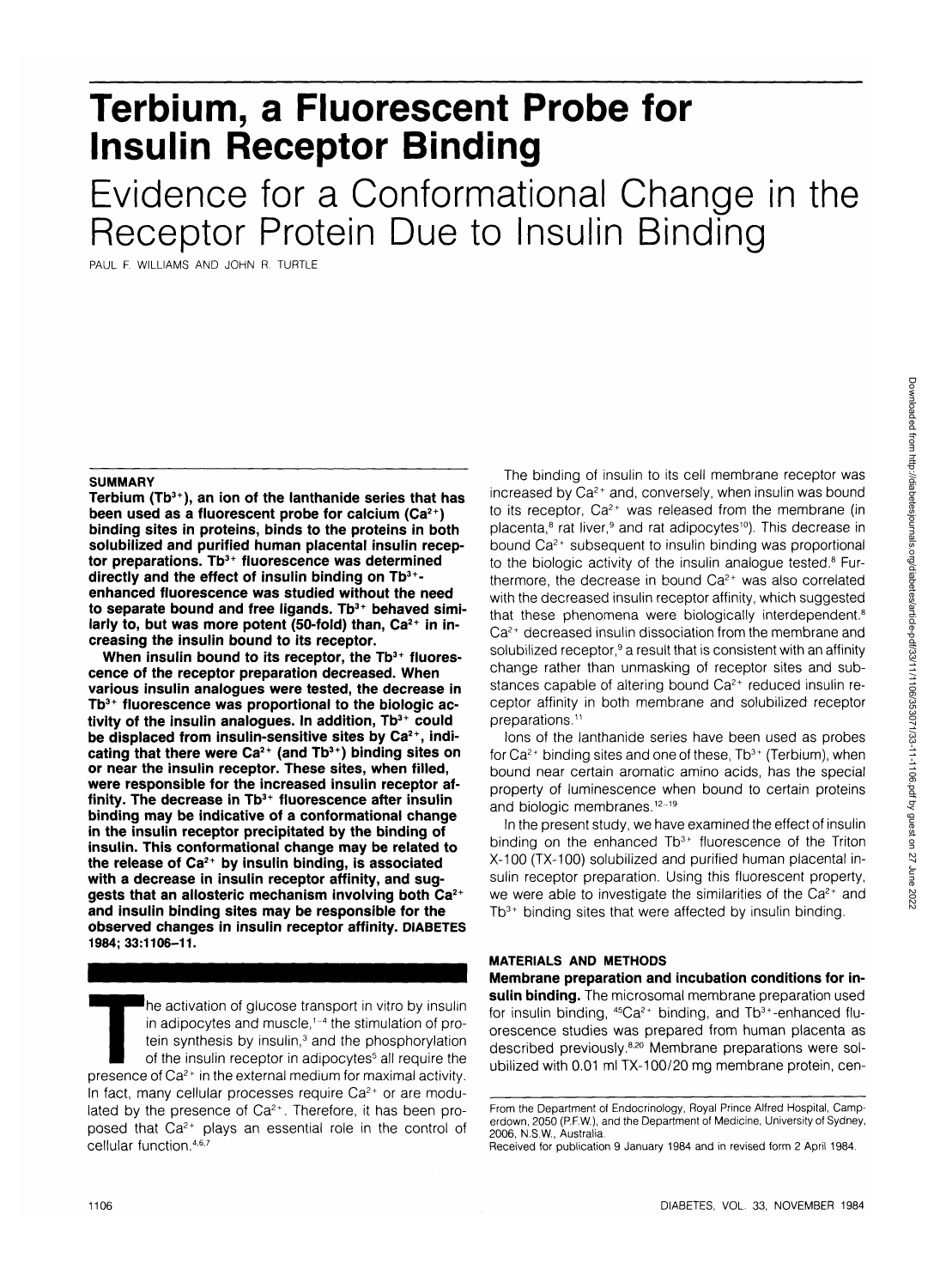# Terbium, a Fluorescent Probe for Insulin Receptor Binding

## Evidence for a Conformational Change in the Receptor Protein Due to Insulin Binding

PAUL F. WILLIAMS AND JOHN R. TURTLE

### SUMMARY

**Terbium ($Tb^{3+}$), an ion of the lanthanide series that has been used as a fluorescent probe for calcium ($Ca^{2+}$) binding sites in proteins, binds to the proteins in both solubilized and purified human placental insulin receptor preparations. $Tb^{3+}$ fluorescence was determined directly and the effect of insulin binding on $Tb^{3+}$-enhanced fluorescence was studied without the need to separate bound and free ligands. $Tb^{3+}$ behaved similarly to, but was more potent (50-fold) than, $Ca^{2+}$ in increasing the insulin bound to its receptor.**

**When insulin bound to its receptor, the $Tb^{3+}$ fluorescence of the receptor preparation decreased. When various insulin analogues were tested, the decrease in $Tb^{3+}$ fluorescence was proportional to the biologic activity of the insulin analogues. In addition, $Tb^{3+}$ could be displaced from insulin-sensitive sites by $Ca^{2+}$, indicating that there were $Ca^{2+}$ (and $Tb^{3+}$) binding sites on or near the insulin receptor. These sites, when filled, were responsible for the increased insulin receptor affinity. The decrease in $Tb^{3+}$ fluorescence after insulin binding may be indicative of a conformational change in the insulin receptor precipitated by the binding of insulin. This conformational change may be related to the release of $Ca^{2+}$ by insulin binding, is associated with a decrease in insulin receptor affinity, and suggests that an allosteric mechanism involving both $Ca^{2+}$ and insulin binding sites may be responsible for the observed changes in insulin receptor affinity. DIABETES 1984; 33:1106–11.**

The activation of glucose transport in vitro by insulin in adipocytes and muscle,[1–4] the stimulation of protein synthesis by insulin,[3] and the phosphorylation of the insulin receptor in adipocytes[5] all require the presence of $Ca^{2+}$ in the external medium for maximal activity. In fact, many cellular processes require $Ca^{2+}$ or are modulated by the presence of $Ca^{2+}$. Therefore, it has been proposed that $Ca^{2+}$ plays an essential role in the control of cellular function.[4,6,7]

The binding of insulin to its cell membrane receptor was increased by $Ca^{2+}$ and, conversely, when insulin was bound to its receptor, $Ca^{2+}$ was released from the membrane (in placenta,[8] rat liver,[9] and rat adipocytes[10]). This decrease in bound $Ca^{2+}$ subsequent to insulin binding was proportional to the biologic activity of the insulin analogue tested.[8] Furthermore, the decrease in bound $Ca^{2+}$ was also correlated with the decreased insulin receptor affinity, which suggested that these phenomena were biologically interdependent.[8] $Ca^{2+}$ decreased insulin dissociation from the membrane and solubilized receptor,[9] a result that is consistent with an affinity change rather than unmasking of receptor sites and substances capable of altering bound $Ca^{2+}$ reduced insulin receptor affinity in both membrane and solubilized receptor preparations.[11]

Ions of the lanthanide series have been used as probes for $Ca^{2+}$ binding sites and one of these, $Tb^{3+}$ (Terbium), when bound near certain aromatic amino acids, has the special property of luminescence when bound to certain proteins and biologic membranes.[12–19]

In the present study, we have examined the effect of insulin binding on the enhanced $Tb^{3+}$ fluorescence of the Triton X-100 (TX-100) solubilized and purified human placental insulin receptor preparation. Using this fluorescent property, we were able to investigate the similarities of the $Ca^{2+}$ and $Tb^{3+}$ binding sites that were affected by insulin binding.

### MATERIALS AND METHODS

**Membrane preparation and incubation conditions for insulin binding.** The microsomal membrane preparation used for insulin binding, $^{45}Ca^{2+}$ binding, and $Tb^{3+}$-enhanced fluorescence studies was prepared from human placenta as described previously.[8,20] Membrane preparations were solubilized with 0.01 ml TX-100/20 mg membrane protein, cen-

From the Department of Endocrinology, Royal Prince Alfred Hospital, Camperdown, 2050 (P.F.W.), and the Department of Medicine, University of Sydney, 2006, N.S.W., Australia.

Received for publication 9 January 1984 and in revised form 2 April 1984.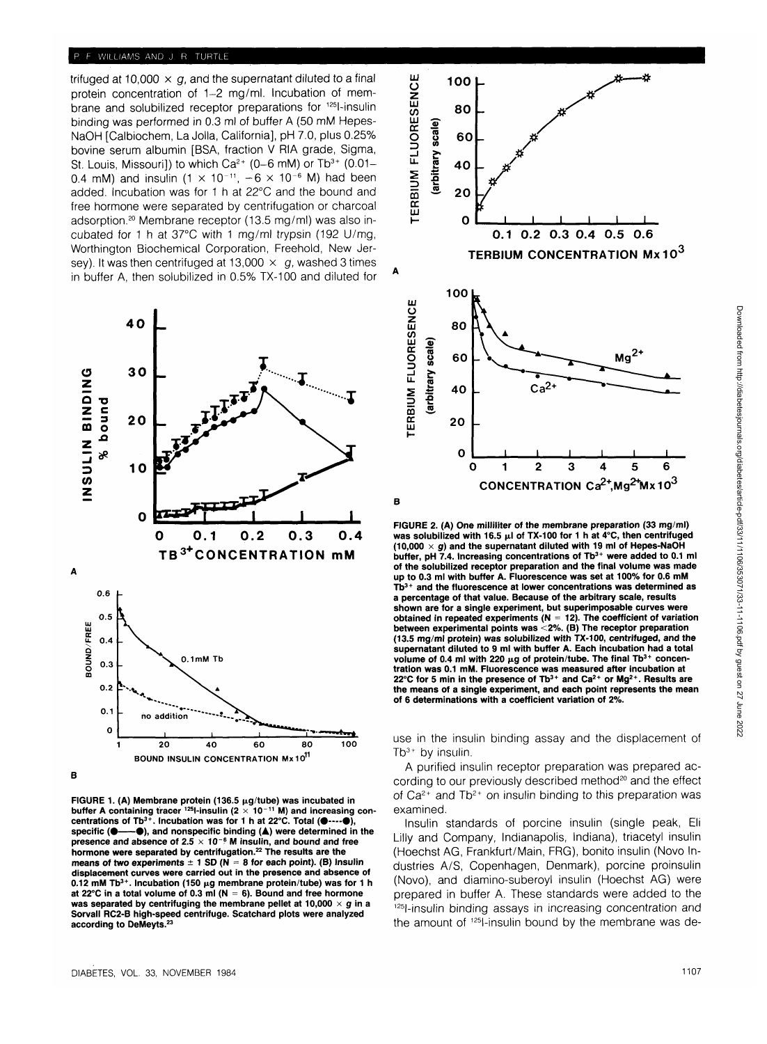trifuged at 10,000 × g, and the supernatant diluted to a final protein concentration of 1–2 mg/ml. Incubation of membrane and solubilized receptor preparations for $^{125}$I-insulin binding was performed in 0.3 ml of buffer A (50 mM Hepes-NaOH [Calbiochem, La Jolla, California], pH 7.0, plus 0.25% bovine serum albumin [BSA, fraction V RIA grade, Sigma, St. Louis, Missouri]) to which $Ca^{2+}$ (0–6 mM) or $Tb^{3+}$ (0.01–0.4 mM) and insulin ($1 \times 10^{-11}$, $-6 \times 10^{-6}$ M) had been added. Incubation was for 1 h at 22°C and the bound and free hormone were separated by centrifugation or charcoal adsorption.[20] Membrane receptor (13.5 mg/ml) was also incubated for 1 h at 37°C with 1 mg/ml trypsin (192 U/mg, Worthington Biochemical Corporation, Freehold, New Jersey). It was then centrifuged at 13,000 × g, washed 3 times in buffer A, then solubilized in 0.5% TX-100 and diluted for use in the insulin binding assay and the displacement of $Tb^{3+}$ by insulin.

A purified insulin receptor preparation was prepared according to our previously described method[20] and the effect of $Ca^{2+}$ and $Tb^{2+}$ on insulin binding to this preparation was examined.

Insulin standards of porcine insulin (single peak, Eli Lilly and Company, Indianapolis, Indiana), triacetyl insulin (Hoechst AG, Frankfurt/Main, FRG), bonito insulin (Novo Industries A/S, Copenhagen, Denmark), porcine proinsulin (Novo), and diamino-suberoyl insulin (Hoechst AG) were prepared in buffer A. These standards were added to the $^{125}$I-insulin binding assays in increasing concentration and the amount of $^{125}$I-insulin bound by the membrane was de-

INSULIN BINDING % bound
40
30
20
10
0
0 0.1 0.2 0.3 0.4
TB$^{3+}$ CONCENTRATION mM
A

BOUND/FREE
0.6
0.5
0.4
0.3
0.2
0.1
0
0.1mM Tb
no addition
1 20 40 60 80 100
BOUND INSULIN CONCENTRATION M×10$^{11}$
B

FIGURE 1. (A) Membrane protein (136.5 μg/tube) was incubated in buffer A containing tracer $^{125}$I-insulin ($2 \times 10^{-11}$ M) and increasing concentrations of $Tb^{3+}$. Incubation was for 1 h at 22°C. Total (●----●), specific (●——●), and nonspecific binding (▲) were determined in the presence and absence of $2.5 \times 10^{-6}$ M insulin, and bound and free hormone were separated by centrifugation.[22] The results are the means of two experiments ± 1 SD (N = 8 for each point). (B) Insulin displacement curves were carried out in the presence and absence of 0.12 mM $Tb^{3+}$. Incubation (150 μg membrane protein/tube) was for 1 h at 22°C in a total volume of 0.3 ml (N = 6). Bound and free hormone was separated by centrifuging the membrane pellet at 10,000 × g in a Sorvall RC2-B high-speed centrifuge. Scatchard plots were analyzed according to DeMeyts.[23]

TERBIUM FLUORESENCE (arbitrary scale)
100
80
60
40
20
0
0.1 0.2 0.3 0.4 0.5 0.6
TERBIUM CONCENTRATION M×10$^{3}$
A

TERBIUM FLUORESENCE (arbitrary scale)
100
80
60
40
20
0
Mg$^{2+}$
Ca$^{2+}$
0 1 2 3 4 5 6
CONCENTRATION Ca$^{2+}$,Mg$^{2+}$M×10$^{3}$
B

FIGURE 2. (A) One milliliter of the membrane preparation (33 mg/ml) was solubilized with 16.5 μl of TX-100 for 1 h at 4°C, then centrifuged (10,000 × g) and the supernatant diluted with 19 ml of Hepes-NaOH buffer, pH 7.4. Increasing concentrations of $Tb^{3+}$ were added to 0.1 ml of the solubilized receptor preparation and the final volume was made up to 0.3 ml with buffer A. Fluorescence was set at 100% for 0.6 mM $Tb^{3+}$ and the fluorescence at lower concentrations was determined as a percentage of that value. Because of the arbitrary scale, results shown are for a single experiment, but superimposable curves were obtained in repeated experiments (N = 12). The coefficient of variation between experimental points was <2%. (B) The receptor preparation (13.5 mg/ml protein) was solubilized with TX-100, centrifuged, and the supernatant diluted to 9 ml with buffer A. Each incubation had a total volume of 0.4 ml with 220 μg of protein/tube. The final $Tb^{3+}$ concentration was 0.1 mM. Fluorescence was measured after incubation at 22°C for 5 min in the presence of $Tb^{3+}$ and $Ca^{2+}$ or $Mg^{2+}$. Results are the means of a single experiment, and each point represents the mean of 6 determinations with a coefficient variation of 2%.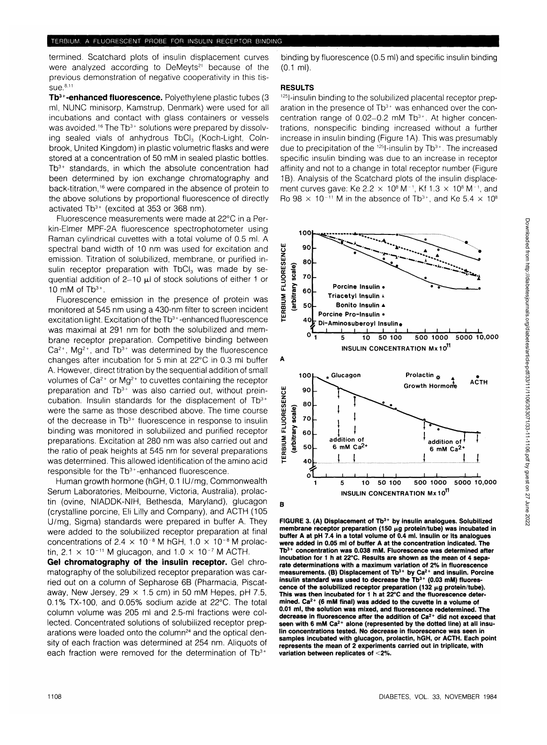termined. Scatchard plots of insulin displacement curves were analyzed according to DeMeyts[21] because of the previous demonstration of negative cooperativity in this tissue.[8,11]

**$Tb^{3+}$-enhanced fluorescence.** Polyethylene plastic tubes (3 ml, NUNC minisorp, Kamstrup, Denmark) were used for all incubations and contact with glass containers or vessels was avoided.[16] The $Tb^{3+}$ solutions were prepared by dissolving sealed vials of anhydrous $TbCl_3$ (Koch-Light, Colnbrook, United Kingdom) in plastic volumetric flasks and were stored at a concentration of 50 mM in sealed plastic bottles. $Tb^{3+}$ standards, in which the absolute concentration had been determined by ion exchange chromatography and back-titration,[16] were compared in the absence of protein to the above solutions by proportional fluorescence of directly activated $Tb^{3+}$ (excited at 353 or 368 nm).

Fluorescence measurements were made at 22°C in a Perkin-Elmer MPF-2A fluorescence spectrophotometer using Raman cylindrical cuvettes with a total volume of 0.5 ml. A spectral band width of 10 nm was used for excitation and emission. Titration of solubilized, membrane, or purified insulin receptor preparation with $TbCl_3$ was made by sequential addition of 2–10 μl of stock solutions of either 1 or 10 mM of $Tb^{3+}$.

Fluorescence emission in the presence of protein was monitored at 545 nm using a 430-nm filter to screen incident excitation light. Excitation of the $Tb^{3+}$-enhanced fluorescence was maximal at 291 nm for both the solubilized and membrane receptor preparation. Competitive binding between $Ca^{2+}$, $Mg^{2+}$, and $Tb^{3+}$ was determined by the fluorescence changes after incubation for 5 min at 22°C in 0.3 ml buffer A. However, direct titration by the sequential addition of small volumes of $Ca^{2+}$ or $Mg^{2+}$ to cuvettes containing the receptor preparation and $Tb^{3+}$ was also carried out, without preincubation. Insulin standards for the displacement of $Tb^{3+}$ were the same as those described above. The time course of the decrease in $Tb^{3+}$ fluorescence in response to insulin binding was monitored in solubilized and purified receptor preparations. Excitation at 280 nm was also carried out and the ratio of peak heights at 545 nm for several preparations was determined. This allowed identification of the amino acid responsible for the $Tb^{3+}$-enhanced fluorescence.

Human growth hormone (hGH, 0.1 IU/mg, Commonwealth Serum Laboratories, Melbourne, Victoria, Australia), prolactin (ovine, NIADDK-NIH, Bethesda, Maryland), glucagon (crystalline porcine, Eli Lilly and Company), and ACTH (105 U/mg, Sigma) standards were prepared in buffer A. They were added to the solubilized receptor preparation at final concentrations of $2.4 \times 10^{-8}$ M hGH, $1.0 \times 10^{-8}$ M prolactin, $2.1 \times 10^{-11}$ M glucagon, and $1.0 \times 10^{-7}$ M ACTH.

**Gel chromatography of the insulin receptor.** Gel chromatography of the solubilized receptor preparation was carried out on a column of Sepharose 6B (Pharmacia, Piscataway, New Jersey, 29 × 1.5 cm) in 50 mM Hepes, pH 7.5, 0.1% TX-100, and 0.05% sodium azide at 22°C. The total column volume was 205 ml and 2.5-ml fractions were collected. Concentrated solutions of solubilized receptor preparations were loaded onto the column[24] and the optical density of each fraction was determined at 254 nm. Aliquots of each fraction were removed for the determination of $Tb^{3+}$ binding by fluorescence (0.5 ml) and specific insulin binding (0.1 ml).

## RESULTS

$^{125}$I-insulin binding to the solubilized placental receptor preparation in the presence of $Tb^{3+}$ was enhanced over the concentration range of 0.02–0.2 mM $Tb^{3+}$. At higher concentrations, nonspecific binding increased without a further increase in insulin binding (Figure 1A). This was presumably due to precipitation of the $^{125}$I-insulin by $Tb^{3+}$. The increased specific insulin binding was due to an increase in receptor affinity and not to a change in total receptor number (Figure 1B). Analysis of the Scatchard plots of the insulin displacement curves gave: Ke $2.2 \times 10^{8}\ M^{-1}$, Kf $1.3 \times 10^{8}\ M^{-1}$, and Ro $98 \times 10^{-11}$ M in the absence of $Tb^{3+}$, and Ke $5.4 \times 10^{8}$

A

TERBIUM FLUORESCENCE (arbitrary scale)
100, 90, 80, 70, 60, 50, 40, 0
Porcine Insulin ●
Triacetyl Insulin ▲
Bonito Insulin ▲
Porcine Pro-Insulin *
Di-Aminosuberoyl Insulin ●
1 5 10 50 100 500 1000 5000 10,000
INSULIN CONCENTRATION M×10[11]

B

TERBIUM FLUORESCENCE (arbitrary scale)
100, 90, 80, 70, 60, 50, 40, 0
Glucagon
Prolactin
Growth Hormone
ACTH
addition of 6 mM $Ca^{2+}$
addition of 6 mM $Ca^{2+}$
1 5 10 50 100 500 1000 5000 10,000
INSULIN CONCENTRATION M×10[11]

**FIGURE 3. (A) Displacement of $Tb^{3+}$ by insulin analogues. Solubilized membrane receptor preparation (150 μg protein/tube) was incubated in buffer A at pH 7.4 in a total volume of 0.4 ml. Insulin or its analogues were added in 0.05 ml of buffer A at the concentration indicated. The $Tb^{3+}$ concentration was 0.038 mM. Fluorescence was determined after incubation for 1 h at 22°C. Results are shown as the mean of 4 separate determinations with a maximum variation of 2% in fluorescence measurements. (B) Displacement of $Tb^{3+}$ by $Ca^{2+}$ and insulin. Porcine insulin standard was used to decrease the $Tb^{3+}$ (0.03 mM) fluorescence of the solubilized receptor preparation (132 μg protein/tube). This was then incubated for 1 h at 22°C and the fluorescence determined. $Ca^{2+}$ (6 mM final) was added to the cuvette in a volume of 0.01 ml, the solution was mixed, and fluorescence redetermined. The decrease in fluorescence after the addition of $Ca^{2+}$ did not exceed that seen with 6 mM $Ca^{2+}$ alone (represented by the dotted line) at all insulin concentrations tested. No decrease in fluorescence was seen in samples incubated with glucagon, prolactin, hGH, or ACTH. Each point represents the mean of 2 experiments carried out in triplicate, with variation between replicates of <2%.**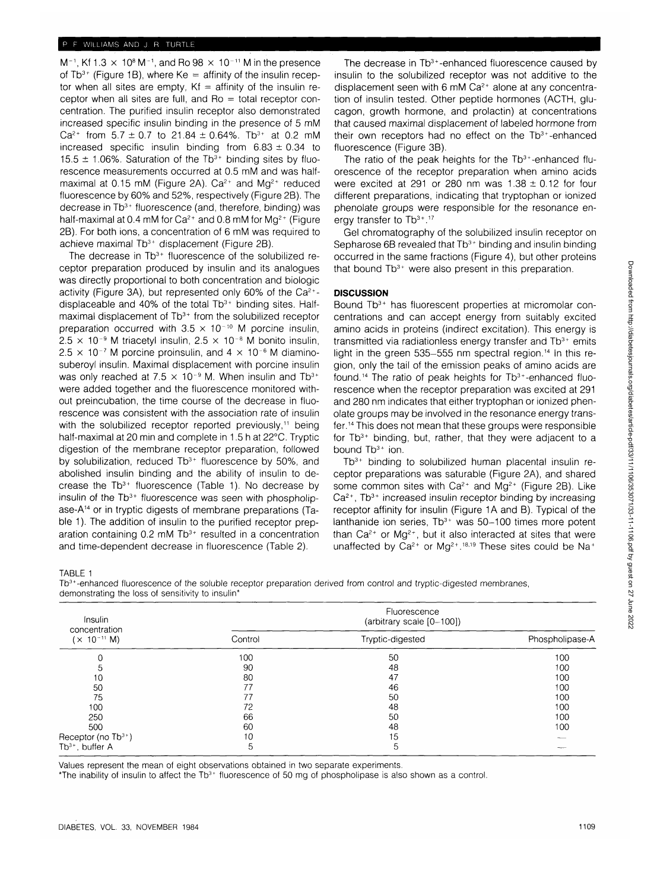$M^{-1}$, Kf $1.3 \times 10^{8}$ $M^{-1}$, and Ro $98 \times 10^{-11}$ M in the presence of $Tb^{3+}$ (Figure 1B), where Ke = affinity of the insulin receptor when all sites are empty, Kf = affinity of the insulin receptor when all sites are full, and Ro = total receptor concentration. The purified insulin receptor also demonstrated increased specific insulin binding in the presence of 5 mM $Ca^{2+}$ from $5.7 \pm 0.7$ to $21.84 \pm 0.64\%$. $Tb^{3+}$ at 0.2 mM increased specific insulin binding from $6.83 \pm 0.34$ to $15.5 \pm 1.06\%$. Saturation of the $Tb^{3+}$ binding sites by fluorescence measurements occurred at 0.5 mM and was half-maximal at 0.15 mM (Figure 2A). $Ca^{2+}$ and $Mg^{2+}$ reduced fluorescence by 60% and 52%, respectively (Figure 2B). The decrease in $Tb^{3+}$ fluorescence (and, therefore, binding) was half-maximal at 0.4 mM for $Ca^{2+}$ and 0.8 mM for $Mg^{2+}$ (Figure 2B). For both ions, a concentration of 6 mM was required to achieve maximal $Tb^{3+}$ displacement (Figure 2B).

The decrease in $Tb^{3+}$ fluorescence of the solubilized receptor preparation produced by insulin and its analogues was directly proportional to both concentration and biologic activity (Figure 3A), but represented only 60% of the $Ca^{2+}$-displaceable and 40% of the total $Tb^{3+}$ binding sites. Half-maximal displacement of $Tb^{3+}$ from the solubilized receptor preparation occurred with $3.5 \times 10^{-10}$ M porcine insulin, $2.5 \times 10^{-9}$ M triacetyl insulin, $2.5 \times 10^{-8}$ M bonito insulin, $2.5 \times 10^{-7}$ M porcine proinsulin, and $4 \times 10^{-6}$ M diaminosuberoyl insulin. Maximal displacement with porcine insulin was only reached at $7.5 \times 10^{-9}$ M. When insulin and $Tb^{3+}$ were added together and the fluorescence monitored without preincubation, the time course of the decrease in fluorescence was consistent with the association rate of insulin with the solubilized receptor reported previously,[11] being half-maximal at 20 min and complete in 1.5 h at 22°C. Tryptic digestion of the membrane receptor preparation, followed by solubilization, reduced $Tb^{3+}$ fluorescence by 50%, and abolished insulin binding and the ability of insulin to decrease the $Tb^{3+}$ fluorescence (Table 1). No decrease by insulin of the $Tb^{3+}$ fluorescence was seen with phospholipase-A[14] or in tryptic digests of membrane preparations (Table 1). The addition of insulin to the purified receptor preparation containing 0.2 mM $Tb^{3+}$ resulted in a concentration and time-dependent decrease in fluorescence (Table 2).

The decrease in $Tb^{3+}$-enhanced fluorescence caused by insulin to the solubilized receptor was not additive to the displacement seen with 6 mM $Ca^{2+}$ alone at any concentration of insulin tested. Other peptide hormones (ACTH, glucagon, growth hormone, and prolactin) at concentrations that caused maximal displacement of labeled hormone from their own receptors had no effect on the $Tb^{3+}$-enhanced fluorescence (Figure 3B).

The ratio of the peak heights for the $Tb^{3+}$-enhanced fluorescence of the receptor preparation when amino acids were excited at 291 or 280 nm was $1.38 \pm 0.12$ for four different preparations, indicating that tryptophan or ionized phenolate groups were responsible for the resonance energy transfer to $Tb^{3+}$.[17]

Gel chromatography of the solubilized insulin receptor on Sepharose 6B revealed that $Tb^{3+}$ binding and insulin binding occurred in the same fractions (Figure 4), but other proteins that bound $Tb^{3+}$ were also present in this preparation.

## DISCUSSION

Bound $Tb^{3+}$ has fluorescent properties at micromolar concentrations and can accept energy from suitably excited amino acids in proteins (indirect excitation). This energy is transmitted via radiationless energy transfer and $Tb^{3+}$ emits light in the green 535–555 nm spectral region.[14] In this region, only the tail of the emission peaks of amino acids are found.[14] The ratio of peak heights for $Tb^{3+}$-enhanced fluorescence when the receptor preparation was excited at 291 and 280 nm indicates that either tryptophan or ionized phenolate groups may be involved in the resonance energy transfer.[14] This does not mean that these groups were responsible for $Tb^{3+}$ binding, but, rather, that they were adjacent to a bound $Tb^{3+}$ ion.

$Tb^{3+}$ binding to solubilized human placental insulin receptor preparations was saturable (Figure 2A), and shared some common sites with $Ca^{2+}$ and $Mg^{2+}$ (Figure 2B). Like $Ca^{2+}$, $Tb^{3+}$ increased insulin receptor binding by increasing receptor affinity for insulin (Figure 1A and B). Typical of the lanthanide ion series, $Tb^{3+}$ was 50–100 times more potent than $Ca^{2+}$ or $Mg^{2+}$, but it also interacted at sites that were unaffected by $Ca^{2+}$ or $Mg^{2+}$.[18,19] These sites could be $Na^{+}$

TABLE 1

$Tb^{3+}$-enhanced fluorescence of the soluble receptor preparation derived from control and tryptic-digested membranes, demonstrating the loss of sensitivity to insulin*

| Insulin concentration ($\times 10^{-11}$ M) | Fluorescence (arbitrary scale [0–100]) | | |
|---|---|---|---|
| | Control | Tryptic-digested | Phospholipase-A |
| 0 | 100 | 50 | 100 |
| 5 | 90 | 48 | 100 |
| 10 | 80 | 47 | 100 |
| 50 | 77 | 46 | 100 |
| 75 | 77 | 50 | 100 |
| 100 | 72 | 48 | 100 |
| 250 | 66 | 50 | 100 |
| 500 | 60 | 48 | 100 |
| Receptor (no $Tb^{3+}$) | 10 | 15 | — |
| $Tb^{3+}$, buffer A | 5 | 5 | — |

Values represent the mean of eight observations obtained in two separate experiments.

*The inability of insulin to affect the $Tb^{3+}$ fluorescence of 50 mg of phospholipase is also shown as a control.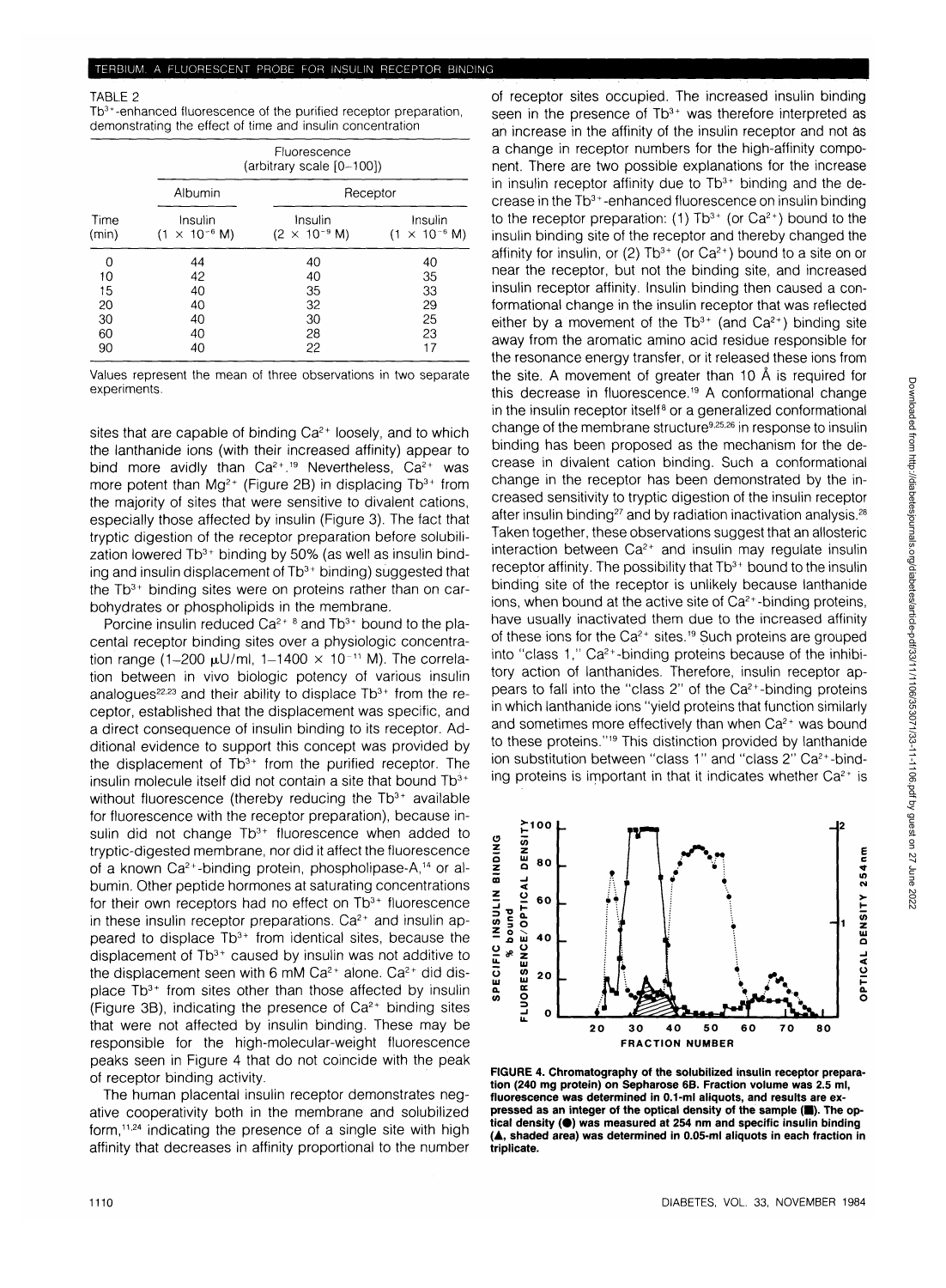TABLE 2

$Tb^{3+}$-enhanced fluorescence of the purified receptor preparation, demonstrating the effect of time and insulin concentration

| | Fluorescence (arbitrary scale [0–100]) | | |
|---|---|---|---|
| | Albumin | Receptor | |
| Time (min) | Insulin ($1 \times 10^{-6}$ M) | Insulin ($2 \times 10^{-9}$ M) | Insulin ($1 \times 10^{-6}$ M) |
| 0 | 44 | 40 | 40 |
| 10 | 42 | 40 | 35 |
| 15 | 40 | 35 | 33 |
| 20 | 40 | 32 | 29 |
| 30 | 40 | 30 | 25 |
| 60 | 40 | 28 | 23 |
| 90 | 40 | 22 | 17 |

Values represent the mean of three observations in two separate experiments.

sites that are capable of binding $Ca^{2+}$ loosely, and to which the lanthanide ions (with their increased affinity) appear to bind more avidly than $Ca^{2+}$.[19] Nevertheless, $Ca^{2+}$ was more potent than $Mg^{2+}$ (Figure 2B) in displacing $Tb^{3+}$ from the majority of sites that were sensitive to divalent cations, especially those affected by insulin (Figure 3). The fact that tryptic digestion of the receptor preparation before solubilization lowered $Tb^{3+}$ binding by 50% (as well as insulin binding and insulin displacement of $Tb^{3+}$ binding) suggested that the $Tb^{3+}$ binding sites were on proteins rather than on carbohydrates or phospholipids in the membrane.

Porcine insulin reduced $Ca^{2+}$ [8] and $Tb^{3+}$ bound to the placental receptor binding sites over a physiologic concentration range (1–200 μU/ml, 1–1400 × $10^{-11}$ M). The correlation between in vivo biologic potency of various insulin analogues[22,23] and their ability to displace $Tb^{3+}$ from the receptor, established that the displacement was specific, and a direct consequence of insulin binding to its receptor. Additional evidence to support this concept was provided by the displacement of $Tb^{3+}$ from the purified receptor. The insulin molecule itself did not contain a site that bound $Tb^{3+}$ without fluorescence (thereby reducing the $Tb^{3+}$ available for fluorescence with the receptor preparation), because insulin did not change $Tb^{3+}$ fluorescence when added to tryptic-digested membrane, nor did it affect the fluorescence of a known $Ca^{2+}$-binding protein, phospholipase-A,[14] or albumin. Other peptide hormones at saturating concentrations for their own receptors had no effect on $Tb^{3+}$ fluorescence in these insulin receptor preparations. $Ca^{2+}$ and insulin appeared to displace $Tb^{3+}$ from identical sites, because the displacement of $Tb^{3+}$ caused by insulin was not additive to the displacement seen with 6 mM $Ca^{2+}$ alone. $Ca^{2+}$ did displace $Tb^{3+}$ from sites other than those affected by insulin (Figure 3B), indicating the presence of $Ca^{2+}$ binding sites that were not affected by insulin binding. These may be responsible for the high-molecular-weight fluorescence peaks seen in Figure 4 that do not coincide with the peak of receptor binding activity.

The human placental insulin receptor demonstrates negative cooperativity both in the membrane and solubilized form,[11,24] indicating the presence of a single site with high affinity that decreases in affinity proportional to the number of receptor sites occupied. The increased insulin binding seen in the presence of $Tb^{3+}$ was therefore interpreted as an increase in the affinity of the insulin receptor and not as a change in receptor numbers for the high-affinity component. There are two possible explanations for the increase in insulin receptor affinity due to $Tb^{3+}$ binding and the decrease in the $Tb^{3+}$-enhanced fluorescence on insulin binding to the receptor preparation: (1) $Tb^{3+}$ (or $Ca^{2+}$) bound to the insulin binding site of the receptor and thereby changed the affinity for insulin, or (2) $Tb^{3+}$ (or $Ca^{2+}$) bound to a site on or near the receptor, but not the binding site, and increased insulin receptor affinity. Insulin binding then caused a conformational change in the insulin receptor that was reflected either by a movement of the $Tb^{3+}$ (and $Ca^{2+}$) binding site away from the aromatic amino acid residue responsible for the resonance energy transfer, or it released these ions from the site. A movement of greater than 10 Å is required for this decrease in fluorescence.[19] A conformational change in the insulin receptor itself[8] or a generalized conformational change of the membrane structure[9,25,26] in response to insulin binding has been proposed as the mechanism for the decrease in divalent cation binding. Such a conformational change in the receptor has been demonstrated by the increased sensitivity to tryptic digestion of the insulin receptor after insulin binding[27] and by radiation inactivation analysis.[28] Taken together, these observations suggest that an allosteric interaction between $Ca^{2+}$ and insulin may regulate insulin receptor affinity. The possibility that $Tb^{3+}$ bound to the insulin binding site of the receptor is unlikely because lanthanide ions, when bound at the active site of $Ca^{2+}$-binding proteins, have usually inactivated them due to the increased affinity of these ions for the $Ca^{2+}$ sites.[19] Such proteins are grouped into "class 1," $Ca^{2+}$-binding proteins because of the inhibitory action of lanthanides. Therefore, insulin receptor appears to fall into the "class 2" of the $Ca^{2+}$-binding proteins in which lanthanide ions "yield proteins that function similarly and sometimes more effectively than when $Ca^{2+}$ was bound to these proteins."[19] This distinction provided by lanthanide ion substitution between "class 1" and "class 2" $Ca^{2+}$-binding proteins is important in that it indicates whether $Ca^{2+}$ is

SPECIFIC INSULIN BINDING % bound
FLUORESENCE/OPTICAL DENSITY
OPTICAL DENSITY 254nm
FRACTION NUMBER
0 20 40 60 80 100
1 2
20 30 40 50 60 70 80

FIGURE 4. Chromatography of the solubilized insulin receptor preparation (240 mg protein) on Sepharose 6B. Fraction volume was 2.5 ml, fluorescence was determined in 0.1-ml aliquots, and results are expressed as an integer of the optical density of the sample (■). The optical density (●) was measured at 254 nm and specific insulin binding (▲, shaded area) was determined in 0.05-ml aliquots in each fraction in triplicate.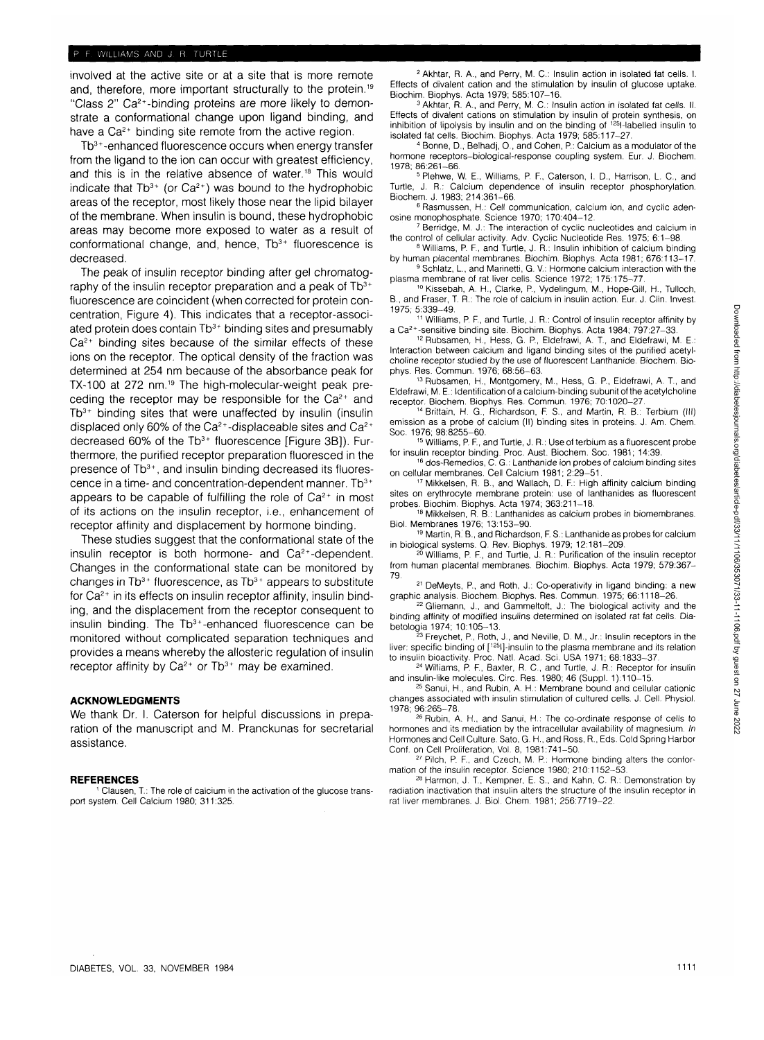involved at the active site or at a site that is more remote and, therefore, more important structurally to the protein.[19] "Class 2" $Ca^{2+}$-binding proteins are more likely to demonstrate a conformational change upon ligand binding, and have a $Ca^{2+}$ binding site remote from the active region.

$Tb^{3+}$-enhanced fluorescence occurs when energy transfer from the ligand to the ion can occur with greatest efficiency, and this is in the relative absence of water.[18] This would indicate that $Tb^{3+}$ (or $Ca^{2+}$) was bound to the hydrophobic areas of the receptor, most likely those near the lipid bilayer of the membrane. When insulin is bound, these hydrophobic areas may become more exposed to water as a result of conformational change, and, hence, $Tb^{3+}$ fluorescence is decreased.

The peak of insulin receptor binding after gel chromatography of the insulin receptor preparation and a peak of $Tb^{3+}$ fluorescence are coincident (when corrected for protein concentration, Figure 4). This indicates that a receptor-associated protein does contain $Tb^{3+}$ binding sites and presumably $Ca^{2+}$ binding sites because of the similar effects of these ions on the receptor. The optical density of the fraction was determined at 254 nm because of the absorbance peak for TX-100 at 272 nm.[19] The high-molecular-weight peak preceding the receptor may be responsible for the $Ca^{2+}$ and $Tb^{3+}$ binding sites that were unaffected by insulin (insulin displaced only 60% of the $Ca^{2+}$-displaceable sites and $Ca^{2+}$ decreased 60% of the $Tb^{3+}$ fluorescence [Figure 3B]). Furthermore, the purified receptor preparation fluoresced in the presence of $Tb^{3+}$, and insulin binding decreased its fluorescence in a time- and concentration-dependent manner. $Tb^{3+}$ appears to be capable of fulfilling the role of $Ca^{2+}$ in most of its actions on the insulin receptor, i.e., enhancement of receptor affinity and displacement by hormone binding.

These studies suggest that the conformational state of the insulin receptor is both hormone- and $Ca^{2+}$-dependent. Changes in the conformational state can be monitored by changes in $Tb^{3+}$ fluorescence, as $Tb^{3+}$ appears to substitute for $Ca^{2+}$ in its effects on insulin receptor affinity, insulin binding, and the displacement from the receptor consequent to insulin binding. The $Tb^{3+}$-enhanced fluorescence can be monitored without complicated separation techniques and provides a means whereby the allosteric regulation of insulin receptor affinity by $Ca^{2+}$ or $Tb^{3+}$ may be examined.

## ACKNOWLEDGMENTS

We thank Dr. I. Caterson for helpful discussions in preparation of the manuscript and M. Pranckunas for secretarial assistance.

## REFERENCES

1. Clausen, T.: The role of calcium in the activation of the glucose transport system. Cell Calcium 1980; 311:325.
2. Akhtar, R. A., and Perry, M. C.: Insulin action in isolated fat cells. I. Effects of divalent cation and the stimulation by insulin of glucose uptake. Biochim. Biophys. Acta 1979; 585:107–16.
3. Akhtar, R. A., and Perry, M. C.: Insulin action in isolated fat cells. II. Effects of divalent cations on stimulation by insulin of protein synthesis, on inhibition of lipolysis by insulin and on the binding of $^{125}$I-labelled insulin to isolated fat cells. Biochim. Biophys. Acta 1979; 585:117–27.
4. Bonne, D., Belhadj, O., and Cohen, P.: Calcium as a modulator of the hormone receptors–biological-response coupling system. Eur. J. Biochem. 1978; 86:261–66.
5. Plehwe, W. E., Williams, P. F., Caterson, I. D., Harrison, L. C., and Turtle, J. R.: Calcium dependence of insulin receptor phosphorylation. Biochem. J. 1983; 214:361–66.
6. Rasmussen, H.: Cell communication, calcium ion, and cyclic adenosine monophosphate. Science 1970; 170:404–12.
7. Berridge, M. J.: The interaction of cyclic nucleotides and calcium in the control of cellular activity. Adv. Cyclic Nucleotide Res. 1975; 6:1–98.
8. Williams, P. F., and Turtle, J. R.: Insulin inhibition of calcium binding by human placental membranes. Biochim. Biophys. Acta 1981; 676:113–17.
9. Schlatz, L., and Marinetti, G. V.: Hormone calcium interaction with the plasma membrane of rat liver cells. Science 1972; 175:175–77.
10. Kissebah, A. H., Clarke, P., Vydelingum, M., Hope-Gill, H., Tulloch, B., and Fraser, T. R.: The role of calcium in insulin action. Eur. J. Clin. Invest. 1975; 5:339–49.
11. Williams, P. F., and Turtle, J. R.: Control of insulin receptor affinity by a $Ca^{2+}$-sensitive binding site. Biochim. Biophys. Acta 1984; 797:27–33.
12. Rubsamen, H., Hess, G. P., Eldefrawi, A. T., and Eldefrawi, M. E.: Interaction between calcium and ligand binding sites of the purified acetylcholine receptor studied by the use of fluorescent Lanthanide. Biochem. Biophys. Res. Commun. 1976; 68:56–63.
13. Rubsamen, H., Montgomery, M., Hess, G. P., Eldefrawi, A. T., and Eldefrawi, M. E.: Identification of a calcium-binding subunit of the acetylcholine receptor. Biochem. Biophys. Res. Commun. 1976; 70:1020–27.
14. Brittain, H. G., Richardson, F. S., and Martin, R. B.: Terbium (III) emission as a probe of calcium (II) binding sites in proteins. J. Am. Chem. Soc. 1976; 98:8255–60.
15. Williams, P. F., and Turtle, J. R.: Use of terbium as a fluorescent probe for insulin receptor binding. Proc. Aust. Biochem. Soc. 1981; 14:39.
16. dos-Remedios, C. G.: Lanthanide ion probes of calcium binding sites on cellular membranes. Cell Calcium 1981; 2:29–51.
17. Mikkelsen, R. B., and Wallach, D. F.: High affinity calcium binding sites on erythrocyte membrane protein: use of lanthanides as fluorescent probes. Biochim. Biophys. Acta 1974; 363:211–18.
18. Mikkelsen, R. B.: Lanthanides as calcium probes in biomembranes. Biol. Membranes 1976; 13:153–90.
19. Martin, R. B., and Richardson, F. S.: Lanthanide as probes for calcium in biological systems. Q. Rev. Biophys. 1979; 12:181–209.
20. Williams, P. F., and Turtle, J. R.: Purification of the insulin receptor from human placental membranes. Biochim. Biophys. Acta 1979; 579:367–79.
21. DeMeyts, P., and Roth, J.: Co-operativity in ligand binding: a new graphic analysis. Biochem. Biophys. Res. Commun. 1975; 66:1118–26.
22. Gliemann, J., and Gammeltoft, J.: The biological activity and the binding affinity of modified insulins determined on isolated rat fat cells. Diabetologia 1974; 10:105–13.
23. Freychet, P., Roth, J., and Neville, D. M., Jr.: Insulin receptors in the liver: specific binding of [$^{125}$I]-insulin to the plasma membrane and its relation to insulin bioactivity. Proc. Natl. Acad. Sci. USA 1971; 68:1833–37.
24. Williams, P. F., Baxter, R. C., and Turtle, J. R.: Receptor for insulin and insulin-like molecules. Circ. Res. 1980; 46 (Suppl. 1):110–15.
25. Sanui, H., and Rubin, A. H.: Membrane bound and cellular cationic changes associated with insulin stimulation of cultured cells. J. Cell. Physiol. 1978; 96:265–78.
26. Rubin, A. H., and Sanui, H.: The co-ordinate response of cells to hormones and its mediation by the intracellular availability of magnesium. *In* Hormones and Cell Culture. Sato, G. H., and Ross, R., Eds. Cold Spring Harbor Conf. on Cell Proliferation, Vol. 8, 1981:741–50.
27. Pilch, P. F., and Czech, M. P.: Hormone binding alters the conformation of the insulin receptor. Science 1980; 210:1152–53.
28. Harmon, J. T., Kempner, E. S., and Kahn, C. R.: Demonstration by radiation inactivation that insulin alters the structure of the insulin receptor in rat liver membranes. J. Biol. Chem. 1981; 256:7719–22.